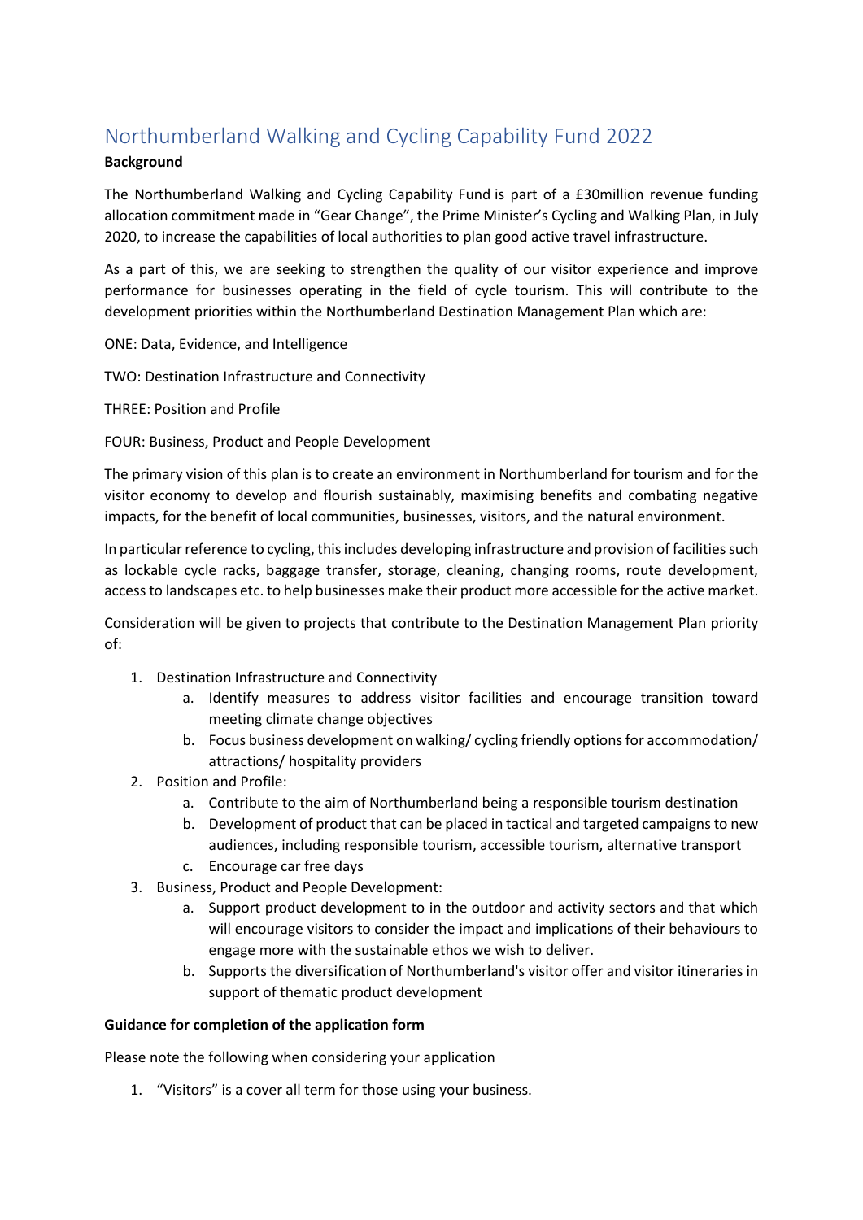# Northumberland Walking and Cycling Capability Fund 2022

**Background**

The Northumberland Walking and Cycling Capability Fund is part of a £30million revenue funding allocation commitment made in "Gear Change", the Prime Minister's Cycling and Walking Plan, in July 2020, to increase the capabilities of local authorities to plan good active travel infrastructure.

As a part of this, we are seeking to strengthen the quality of our visitor experience and improve performance for businesses operating in the field of cycle tourism. This will contribute to the development priorities within the Northumberland Destination Management Plan which are:

ONE: Data, Evidence, and Intelligence

TWO: Destination Infrastructure and Connectivity

THREE: Position and Profile

FOUR: Business, Product and People Development

The primary vision of this plan is to create an environment in Northumberland for tourism and for the visitor economy to develop and flourish sustainably, maximising benefits and combating negative impacts, for the benefit of local communities, businesses, visitors, and the natural environment.

In particular reference to cycling, this includes developing infrastructure and provision of facilities such as lockable cycle racks, baggage transfer, storage, cleaning, changing rooms, route development, access to landscapes etc. to help businesses make their product more accessible for the active market.

Consideration will be given to projects that contribute to the Destination Management Plan priority of:

1. Destination Infrastructure and Connectivity
    a. Identify measures to address visitor facilities and encourage transition toward meeting climate change objectives
    b. Focus business development on walking/ cycling friendly options for accommodation/ attractions/ hospitality providers
2. Position and Profile:
    a. Contribute to the aim of Northumberland being a responsible tourism destination
    b. Development of product that can be placed in tactical and targeted campaigns to new audiences, including responsible tourism, accessible tourism, alternative transport
    c. Encourage car free days
3. Business, Product and People Development:
    a. Support product development to in the outdoor and activity sectors and that which will encourage visitors to consider the impact and implications of their behaviours to engage more with the sustainable ethos we wish to deliver.
    b. Supports the diversification of Northumberland's visitor offer and visitor itineraries in support of thematic product development

**Guidance for completion of the application form**

Please note the following when considering your application

1. "Visitors" is a cover all term for those using your business.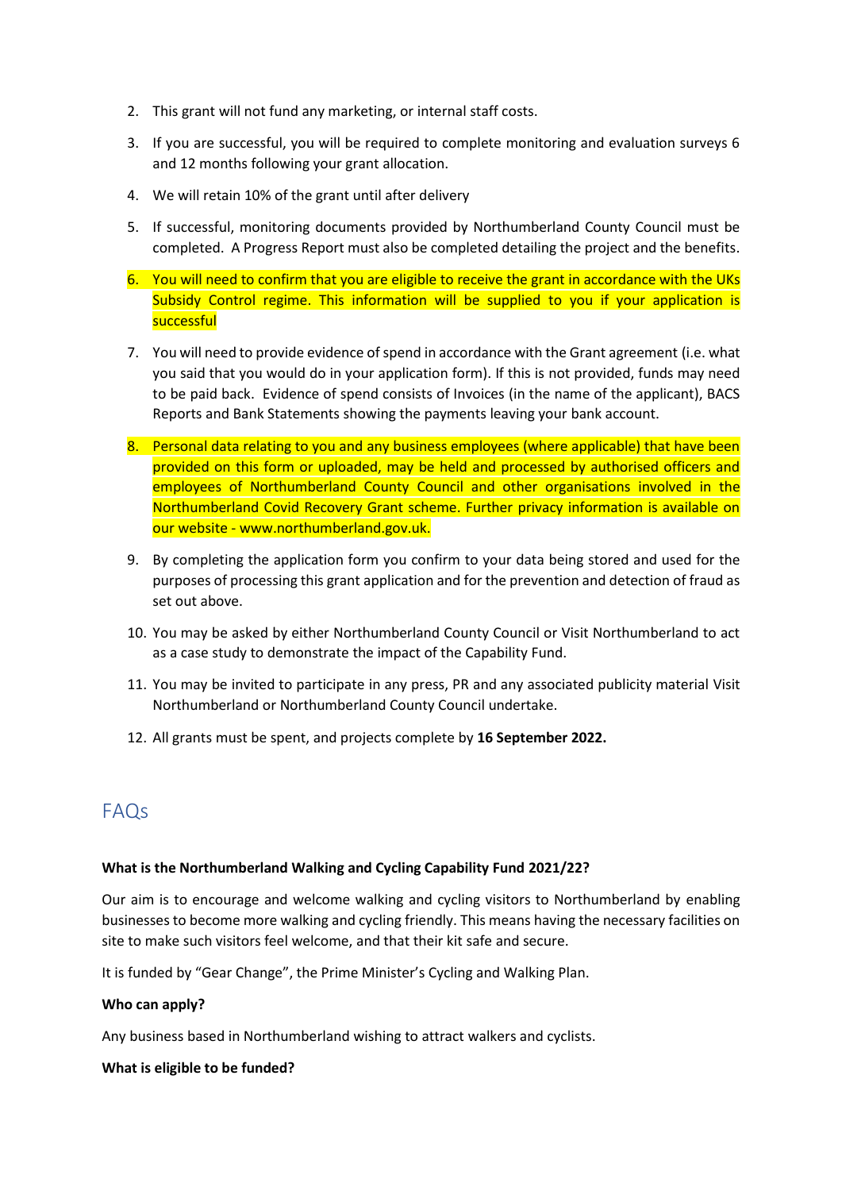2. This grant will not fund any marketing, or internal staff costs.
3. If you are successful, you will be required to complete monitoring and evaluation surveys 6 and 12 months following your grant allocation.
4. We will retain 10% of the grant until after delivery
5. If successful, monitoring documents provided by Northumberland County Council must be completed. A Progress Report must also be completed detailing the project and the benefits.
6. You will need to confirm that you are eligible to receive the grant in accordance with the UKs Subsidy Control regime. This information will be supplied to you if your application is successful
7. You will need to provide evidence of spend in accordance with the Grant agreement (i.e. what you said that you would do in your application form). If this is not provided, funds may need to be paid back. Evidence of spend consists of Invoices (in the name of the applicant), BACS Reports and Bank Statements showing the payments leaving your bank account.
8. Personal data relating to you and any business employees (where applicable) that have been provided on this form or uploaded, may be held and processed by authorised officers and employees of Northumberland County Council and other organisations involved in the Northumberland Covid Recovery Grant scheme. Further privacy information is available on our website - www.northumberland.gov.uk.
9. By completing the application form you confirm to your data being stored and used for the purposes of processing this grant application and for the prevention and detection of fraud as set out above.
10. You may be asked by either Northumberland County Council or Visit Northumberland to act as a case study to demonstrate the impact of the Capability Fund.
11. You may be invited to participate in any press, PR and any associated publicity material Visit Northumberland or Northumberland County Council undertake.
12. All grants must be spent, and projects complete by **16 September 2022.**

## FAQs

**What is the Northumberland Walking and Cycling Capability Fund 2021/22?**

Our aim is to encourage and welcome walking and cycling visitors to Northumberland by enabling businesses to become more walking and cycling friendly. This means having the necessary facilities on site to make such visitors feel welcome, and that their kit safe and secure.

It is funded by "Gear Change", the Prime Minister's Cycling and Walking Plan.

**Who can apply?**

Any business based in Northumberland wishing to attract walkers and cyclists.

**What is eligible to be funded?**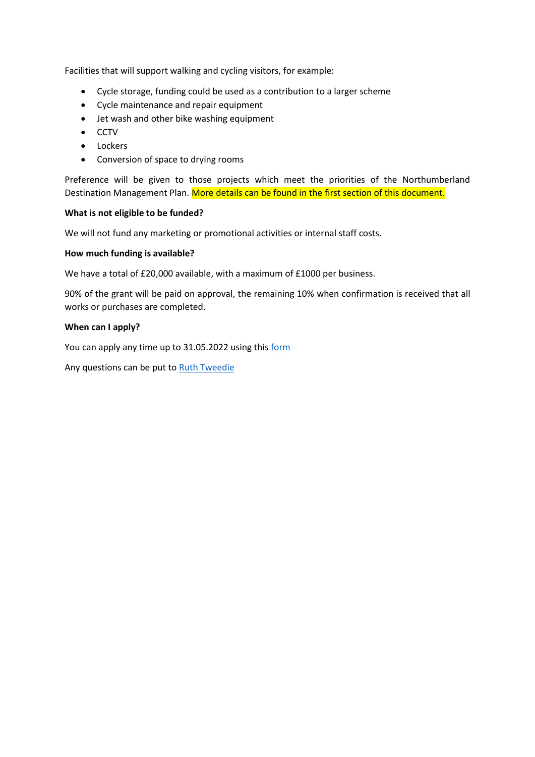Facilities that will support walking and cycling visitors, for example:

- Cycle storage, funding could be used as a contribution to a larger scheme
- Cycle maintenance and repair equipment
- Jet wash and other bike washing equipment
- CCTV
- Lockers
- Conversion of space to drying rooms

Preference will be given to those projects which meet the priorities of the Northumberland Destination Management Plan. More details can be found in the first section of this document.

**What is not eligible to be funded?**

We will not fund any marketing or promotional activities or internal staff costs.

**How much funding is available?**

We have a total of £20,000 available, with a maximum of £1000 per business.

90% of the grant will be paid on approval, the remaining 10% when confirmation is received that all works or purchases are completed.

**When can I apply?**

You can apply any time up to 31.05.2022 using this form

Any questions can be put to Ruth Tweedie